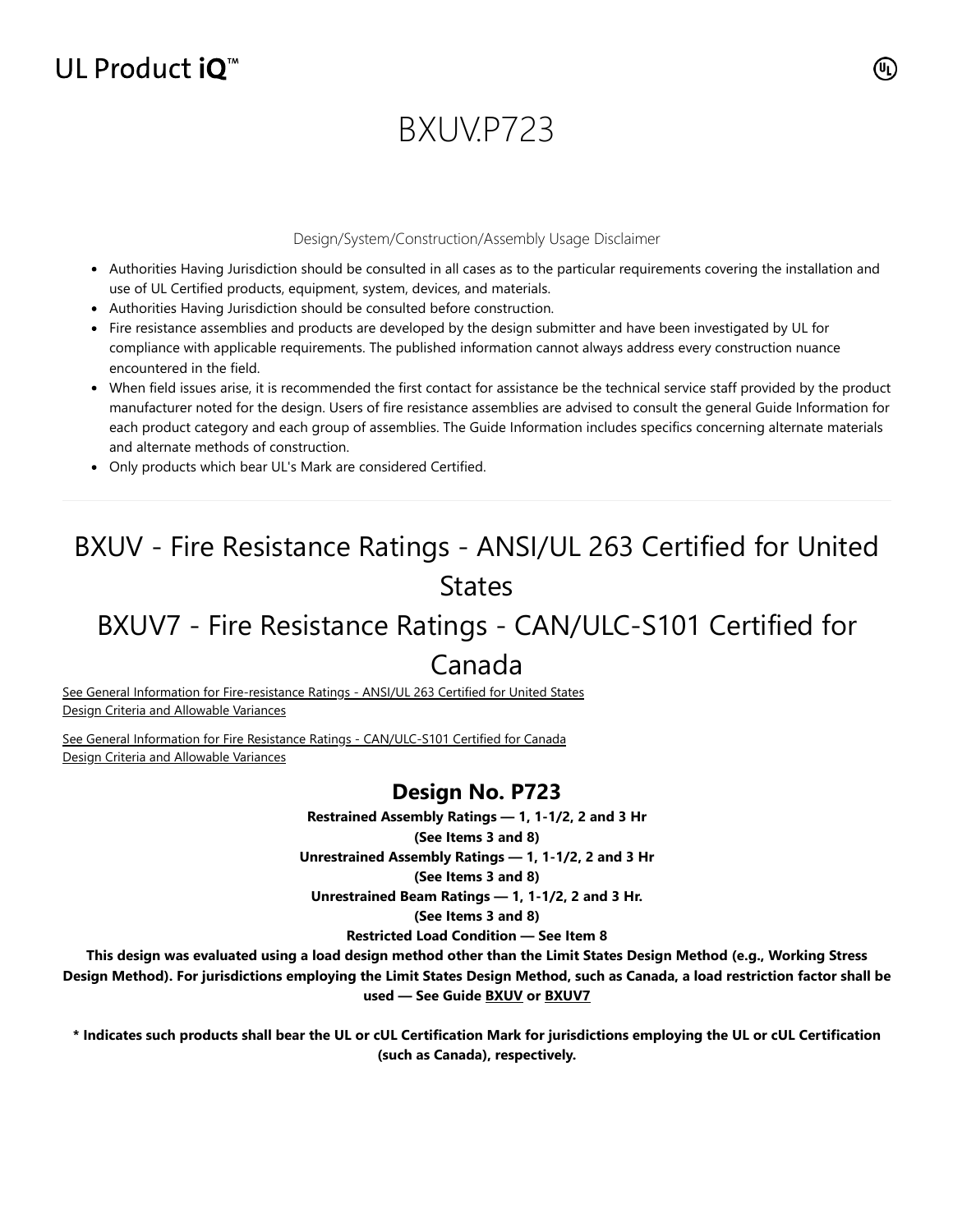UL Product iQ™

# BXUV.P723

Design/System/Construction/Assembly Usage Disclaimer

- Authorities Having Jurisdiction should be consulted in all cases as to the particular requirements covering the installation and use of UL Certified products, equipment, system, devices, and materials.
- Authorities Having Jurisdiction should be consulted before construction.
- Fire resistance assemblies and products are developed by the design submitter and have been investigated by UL for compliance with applicable requirements. The published information cannot always address every construction nuance encountered in the field.
- When field issues arise, it is recommended the first contact for assistance be the technical service staff provided by the product manufacturer noted for the design. Users of fire resistance assemblies are advised to consult the general Guide Information for each product category and each group of assemblies. The Guide Information includes specifics concerning alternate materials and alternate methods of construction.
- Only products which bear UL's Mark are considered Certified.

---

## BXUV - Fire Resistance Ratings - ANSI/UL 263 Certified for United States

## BXUV7 - Fire Resistance Ratings - CAN/ULC-S101 Certified for Canada

See General Information for Fire-resistance Ratings - ANSI/UL 263 Certified for United States
Design Criteria and Allowable Variances

See General Information for Fire Resistance Ratings - CAN/ULC-S101 Certified for Canada
Design Criteria and Allowable Variances

### Design No. P723

**Restrained Assembly Ratings — 1, 1-1/2, 2 and 3 Hr**

**(See Items 3 and 8)**

**Unrestrained Assembly Ratings — 1, 1-1/2, 2 and 3 Hr**

**(See Items 3 and 8)**

**Unrestrained Beam Ratings — 1, 1-1/2, 2 and 3 Hr.**

**(See Items 3 and 8)**

**Restricted Load Condition — See Item 8**

**This design was evaluated using a load design method other than the Limit States Design Method (e.g., Working Stress Design Method). For jurisdictions employing the Limit States Design Method, such as Canada, a load restriction factor shall be used — See Guide BXUV or BXUV7**

**\* Indicates such products shall bear the UL or cUL Certification Mark for jurisdictions employing the UL or cUL Certification (such as Canada), respectively.**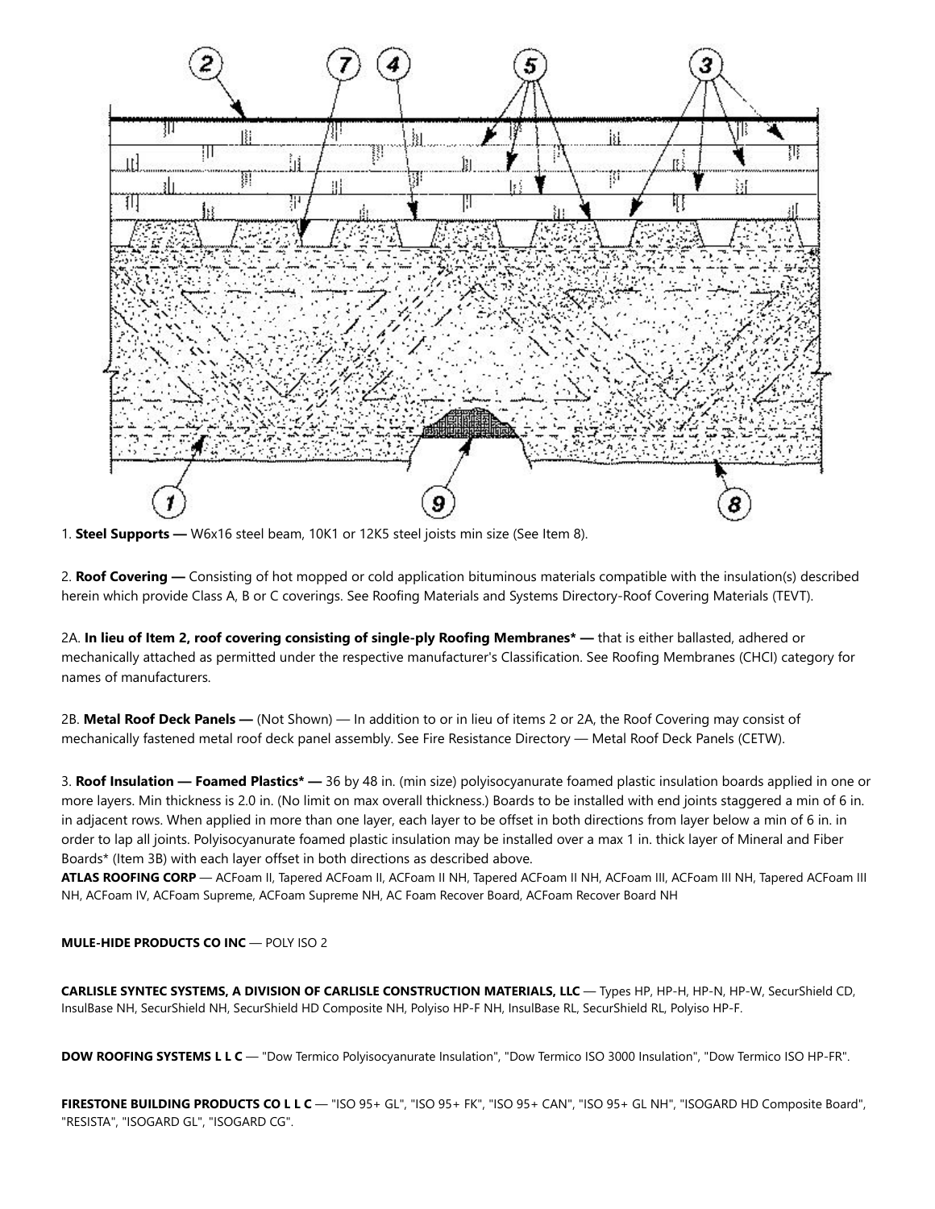1. **Steel Supports —** W6x16 steel beam, 10K1 or 12K5 steel joists min size (See Item 8).

2. **Roof Covering —** Consisting of hot mopped or cold application bituminous materials compatible with the insulation(s) described herein which provide Class A, B or C coverings. See Roofing Materials and Systems Directory-Roof Covering Materials (TEVT).

2A. **In lieu of Item 2, roof covering consisting of single-ply Roofing Membranes* —** that is either ballasted, adhered or mechanically attached as permitted under the respective manufacturer's Classification. See Roofing Membranes (CHCI) category for names of manufacturers.

2B. **Metal Roof Deck Panels —** (Not Shown) — In addition to or in lieu of items 2 or 2A, the Roof Covering may consist of mechanically fastened metal roof deck panel assembly. See Fire Resistance Directory — Metal Roof Deck Panels (CETW).

3. **Roof Insulation — Foamed Plastics* —** 36 by 48 in. (min size) polyisocyanurate foamed plastic insulation boards applied in one or more layers. Min thickness is 2.0 in. (No limit on max overall thickness.) Boards to be installed with end joints staggered a min of 6 in. in adjacent rows. When applied in more than one layer, each layer to be offset in both directions from layer below a min of 6 in. in order to lap all joints. Polyisocyanurate foamed plastic insulation may be installed over a max 1 in. thick layer of Mineral and Fiber Boards* (Item 3B) with each layer offset in both directions as described above.

**ATLAS ROOFING CORP** — ACFoam II, Tapered ACFoam II, ACFoam II NH, Tapered ACFoam II NH, ACFoam III, ACFoam III NH, Tapered ACFoam III NH, ACFoam IV, ACFoam Supreme, ACFoam Supreme NH, AC Foam Recover Board, ACFoam Recover Board NH

**MULE-HIDE PRODUCTS CO INC** — POLY ISO 2

**CARLISLE SYNTEC SYSTEMS, A DIVISION OF CARLISLE CONSTRUCTION MATERIALS, LLC** — Types HP, HP-H, HP-N, HP-W, SecurShield CD, InsulBase NH, SecurShield NH, SecurShield HD Composite NH, Polyiso HP-F NH, InsulBase RL, SecurShield RL, Polyiso HP-F.

**DOW ROOFING SYSTEMS L L C** — "Dow Termico Polyisocyanurate Insulation", "Dow Termico ISO 3000 Insulation", "Dow Termico ISO HP-FR".

**FIRESTONE BUILDING PRODUCTS CO L L C** — "ISO 95+ GL", "ISO 95+ FK", "ISO 95+ CAN", "ISO 95+ GL NH", "ISOGARD HD Composite Board", "RESISTA", "ISOGARD GL", "ISOGARD CG".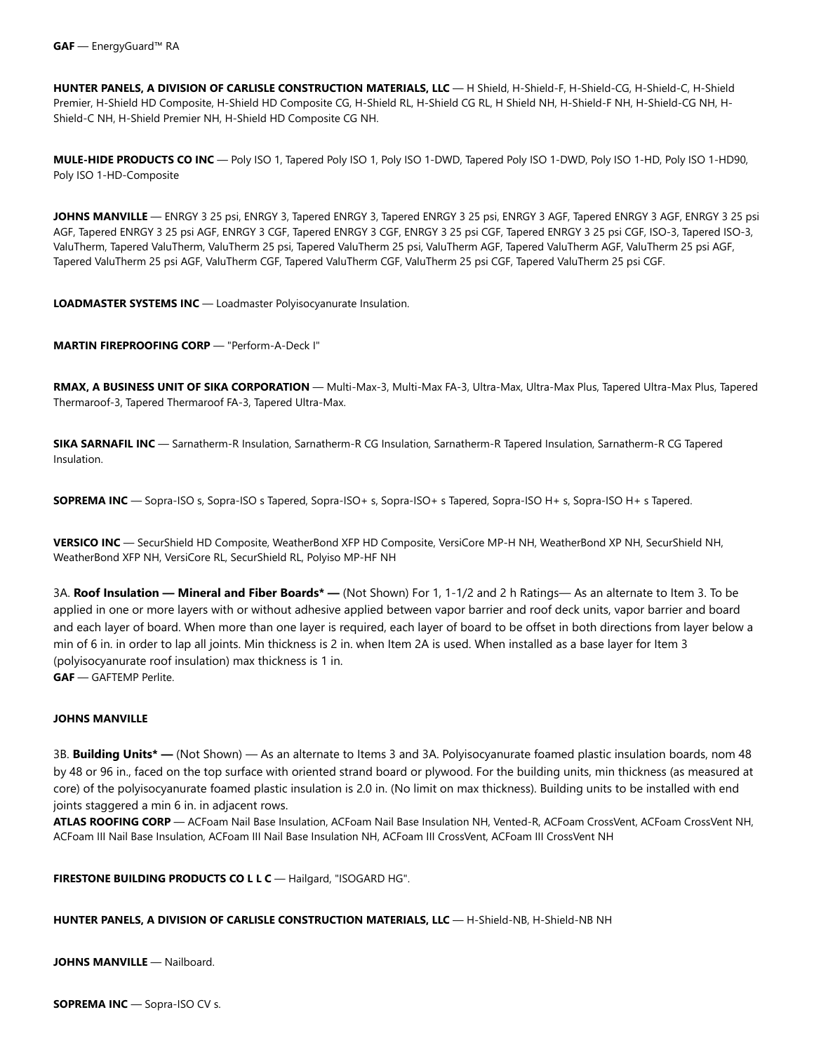**GAF** — EnergyGuard™ RA

**HUNTER PANELS, A DIVISION OF CARLISLE CONSTRUCTION MATERIALS, LLC** — H Shield, H-Shield-F, H-Shield-CG, H-Shield-C, H-Shield Premier, H-Shield HD Composite, H-Shield HD Composite CG, H-Shield RL, H-Shield CG RL, H Shield NH, H-Shield-F NH, H-Shield-CG NH, H-Shield-C NH, H-Shield Premier NH, H-Shield HD Composite CG NH.

**MULE-HIDE PRODUCTS CO INC** — Poly ISO 1, Tapered Poly ISO 1, Poly ISO 1-DWD, Tapered Poly ISO 1-DWD, Poly ISO 1-HD, Poly ISO 1-HD90, Poly ISO 1-HD-Composite

**JOHNS MANVILLE** — ENRGY 3 25 psi, ENRGY 3, Tapered ENRGY 3, Tapered ENRGY 3 25 psi, ENRGY 3 AGF, Tapered ENRGY 3 AGF, ENRGY 3 25 psi AGF, Tapered ENRGY 3 25 psi AGF, ENRGY 3 CGF, Tapered ENRGY 3 CGF, ENRGY 3 25 psi CGF, Tapered ENRGY 3 25 psi CGF, ISO-3, Tapered ISO-3, ValuTherm, Tapered ValuTherm, ValuTherm 25 psi, Tapered ValuTherm 25 psi, ValuTherm AGF, Tapered ValuTherm AGF, ValuTherm 25 psi AGF, Tapered ValuTherm 25 psi AGF, ValuTherm CGF, Tapered ValuTherm CGF, ValuTherm 25 psi CGF, Tapered ValuTherm 25 psi CGF.

**LOADMASTER SYSTEMS INC** — Loadmaster Polyisocyanurate Insulation.

**MARTIN FIREPROOFING CORP** — "Perform-A-Deck I"

**RMAX, A BUSINESS UNIT OF SIKA CORPORATION** — Multi-Max-3, Multi-Max FA-3, Ultra-Max, Ultra-Max Plus, Tapered Ultra-Max Plus, Tapered Thermaroof-3, Tapered Thermaroof FA-3, Tapered Ultra-Max.

**SIKA SARNAFIL INC** — Sarnatherm-R Insulation, Sarnatherm-R CG Insulation, Sarnatherm-R Tapered Insulation, Sarnatherm-R CG Tapered Insulation.

**SOPREMA INC** — Sopra-ISO s, Sopra-ISO s Tapered, Sopra-ISO+ s, Sopra-ISO+ s Tapered, Sopra-ISO H+ s, Sopra-ISO H+ s Tapered.

**VERSICO INC** — SecurShield HD Composite, WeatherBond XFP HD Composite, VersiCore MP-H NH, WeatherBond XP NH, SecurShield NH, WeatherBond XFP NH, VersiCore RL, SecurShield RL, Polyiso MP-HF NH

3A. **Roof Insulation — Mineral and Fiber Boards* —** (Not Shown) For 1, 1-1/2 and 2 h Ratings— As an alternate to Item 3. To be applied in one or more layers with or without adhesive applied between vapor barrier and roof deck units, vapor barrier and board and each layer of board. When more than one layer is required, each layer of board to be offset in both directions from layer below a min of 6 in. in order to lap all joints. Min thickness is 2 in. when Item 2A is used. When installed as a base layer for Item 3 (polyisocyanurate roof insulation) max thickness is 1 in.
**GAF** — GAFTEMP Perlite.

**JOHNS MANVILLE**

3B. **Building Units* —** (Not Shown) — As an alternate to Items 3 and 3A. Polyisocyanurate foamed plastic insulation boards, nom 48 by 48 or 96 in., faced on the top surface with oriented strand board or plywood. For the building units, min thickness (as measured at core) of the polyisocyanurate foamed plastic insulation is 2.0 in. (No limit on max thickness). Building units to be installed with end joints staggered a min 6 in. in adjacent rows.
**ATLAS ROOFING CORP** — ACFoam Nail Base Insulation, ACFoam Nail Base Insulation NH, Vented-R, ACFoam CrossVent, ACFoam CrossVent NH, ACFoam III Nail Base Insulation, ACFoam III Nail Base Insulation NH, ACFoam III CrossVent, ACFoam III CrossVent NH

**FIRESTONE BUILDING PRODUCTS CO L L C** — Hailgard, "ISOGARD HG".

**HUNTER PANELS, A DIVISION OF CARLISLE CONSTRUCTION MATERIALS, LLC** — H-Shield-NB, H-Shield-NB NH

**JOHNS MANVILLE** — Nailboard.

**SOPREMA INC** — Sopra-ISO CV s.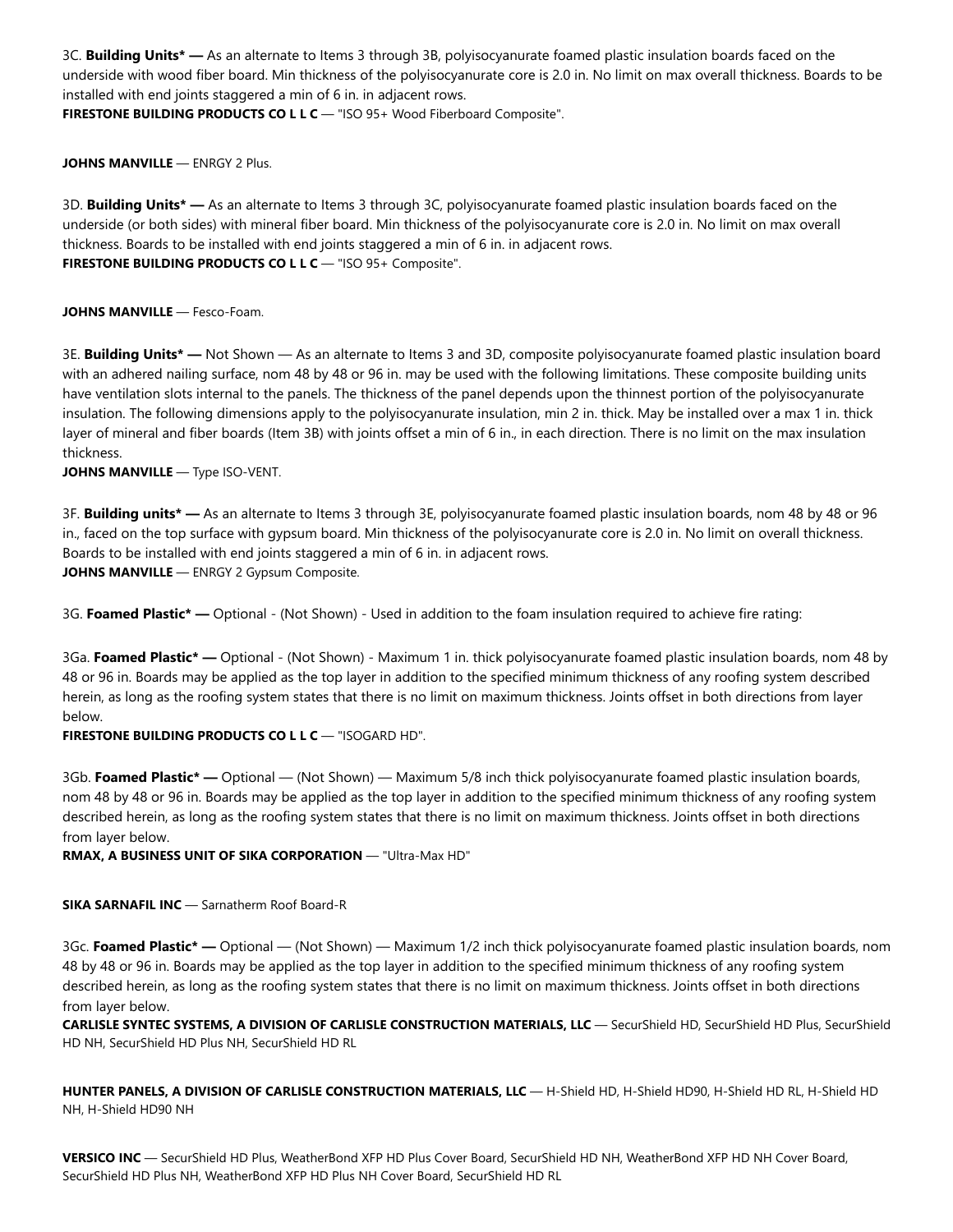3C. **Building Units* —** As an alternate to Items 3 through 3B, polyisocyanurate foamed plastic insulation boards faced on the underside with wood fiber board. Min thickness of the polyisocyanurate core is 2.0 in. No limit on max overall thickness. Boards to be installed with end joints staggered a min of 6 in. in adjacent rows.
**FIRESTONE BUILDING PRODUCTS CO L L C** — "ISO 95+ Wood Fiberboard Composite".

**JOHNS MANVILLE** — ENRGY 2 Plus.

3D. **Building Units* —** As an alternate to Items 3 through 3C, polyisocyanurate foamed plastic insulation boards faced on the underside (or both sides) with mineral fiber board. Min thickness of the polyisocyanurate core is 2.0 in. No limit on max overall thickness. Boards to be installed with end joints staggered a min of 6 in. in adjacent rows.
**FIRESTONE BUILDING PRODUCTS CO L L C** — "ISO 95+ Composite".

**JOHNS MANVILLE** — Fesco-Foam.

3E. **Building Units* —** Not Shown — As an alternate to Items 3 and 3D, composite polyisocyanurate foamed plastic insulation board with an adhered nailing surface, nom 48 by 48 or 96 in. may be used with the following limitations. These composite building units have ventilation slots internal to the panels. The thickness of the panel depends upon the thinnest portion of the polyisocyanurate insulation. The following dimensions apply to the polyisocyanurate insulation, min 2 in. thick. May be installed over a max 1 in. thick layer of mineral and fiber boards (Item 3B) with joints offset a min of 6 in., in each direction. There is no limit on the max insulation thickness.
**JOHNS MANVILLE** — Type ISO-VENT.

3F. **Building units* —** As an alternate to Items 3 through 3E, polyisocyanurate foamed plastic insulation boards, nom 48 by 48 or 96 in., faced on the top surface with gypsum board. Min thickness of the polyisocyanurate core is 2.0 in. No limit on overall thickness. Boards to be installed with end joints staggered a min of 6 in. in adjacent rows.
**JOHNS MANVILLE** — ENRGY 2 Gypsum Composite.

3G. **Foamed Plastic* —** Optional - (Not Shown) - Used in addition to the foam insulation required to achieve fire rating:

3Ga. **Foamed Plastic* —** Optional - (Not Shown) - Maximum 1 in. thick polyisocyanurate foamed plastic insulation boards, nom 48 by 48 or 96 in. Boards may be applied as the top layer in addition to the specified minimum thickness of any roofing system described herein, as long as the roofing system states that there is no limit on maximum thickness. Joints offset in both directions from layer below.
**FIRESTONE BUILDING PRODUCTS CO L L C** — "ISOGARD HD".

3Gb. **Foamed Plastic* —** Optional — (Not Shown) — Maximum 5/8 inch thick polyisocyanurate foamed plastic insulation boards, nom 48 by 48 or 96 in. Boards may be applied as the top layer in addition to the specified minimum thickness of any roofing system described herein, as long as the roofing system states that there is no limit on maximum thickness. Joints offset in both directions from layer below.
**RMAX, A BUSINESS UNIT OF SIKA CORPORATION** — "Ultra-Max HD"

**SIKA SARNAFIL INC** — Sarnatherm Roof Board-R

3Gc. **Foamed Plastic* —** Optional — (Not Shown) — Maximum 1/2 inch thick polyisocyanurate foamed plastic insulation boards, nom 48 by 48 or 96 in. Boards may be applied as the top layer in addition to the specified minimum thickness of any roofing system described herein, as long as the roofing system states that there is no limit on maximum thickness. Joints offset in both directions from layer below.
**CARLISLE SYNTEC SYSTEMS, A DIVISION OF CARLISLE CONSTRUCTION MATERIALS, LLC** — SecurShield HD, SecurShield HD Plus, SecurShield HD NH, SecurShield HD Plus NH, SecurShield HD RL

**HUNTER PANELS, A DIVISION OF CARLISLE CONSTRUCTION MATERIALS, LLC** — H-Shield HD, H-Shield HD90, H-Shield HD RL, H-Shield HD NH, H-Shield HD90 NH

**VERSICO INC** — SecurShield HD Plus, WeatherBond XFP HD Plus Cover Board, SecurShield HD NH, WeatherBond XFP HD NH Cover Board, SecurShield HD Plus NH, WeatherBond XFP HD Plus NH Cover Board, SecurShield HD RL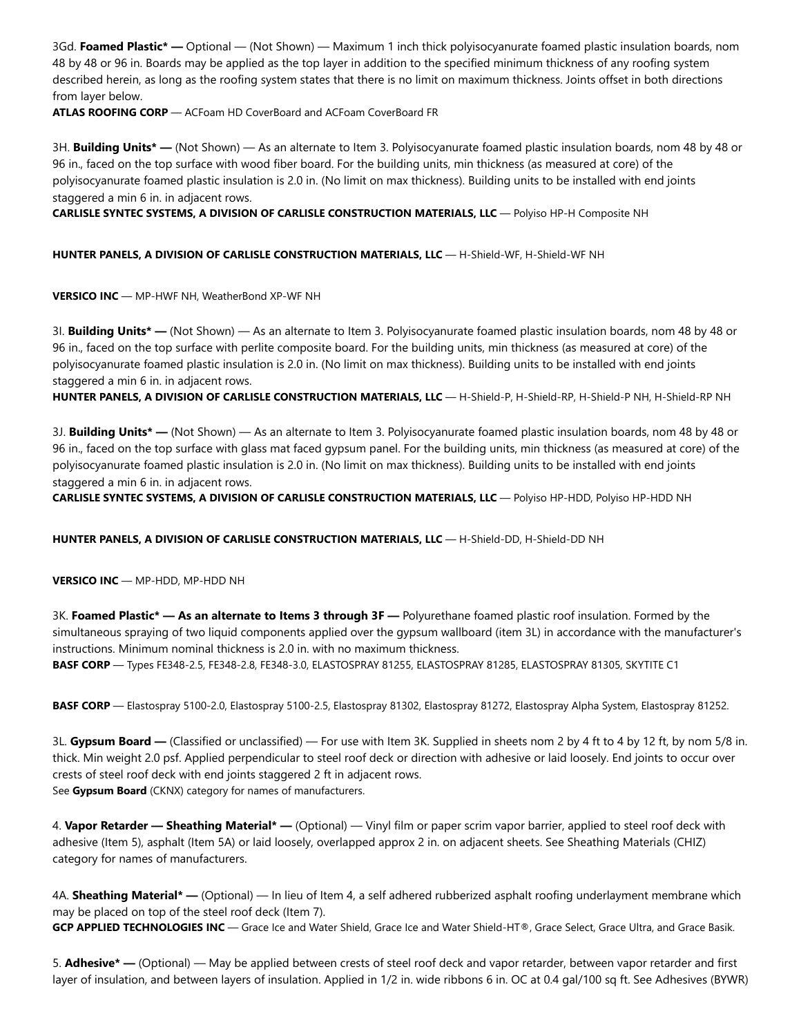3Gd. **Foamed Plastic* —** Optional — (Not Shown) — Maximum 1 inch thick polyisocyanurate foamed plastic insulation boards, nom 48 by 48 or 96 in. Boards may be applied as the top layer in addition to the specified minimum thickness of any roofing system described herein, as long as the roofing system states that there is no limit on maximum thickness. Joints offset in both directions from layer below.
**ATLAS ROOFING CORP** — ACFoam HD CoverBoard and ACFoam CoverBoard FR

3H. **Building Units* —** (Not Shown) — As an alternate to Item 3. Polyisocyanurate foamed plastic insulation boards, nom 48 by 48 or 96 in., faced on the top surface with wood fiber board. For the building units, min thickness (as measured at core) of the polyisocyanurate foamed plastic insulation is 2.0 in. (No limit on max thickness). Building units to be installed with end joints staggered a min 6 in. in adjacent rows.
**CARLISLE SYNTEC SYSTEMS, A DIVISION OF CARLISLE CONSTRUCTION MATERIALS, LLC** — Polyiso HP-H Composite NH

**HUNTER PANELS, A DIVISION OF CARLISLE CONSTRUCTION MATERIALS, LLC** — H-Shield-WF, H-Shield-WF NH

**VERSICO INC** — MP-HWF NH, WeatherBond XP-WF NH

3I. **Building Units* —** (Not Shown) — As an alternate to Item 3. Polyisocyanurate foamed plastic insulation boards, nom 48 by 48 or 96 in., faced on the top surface with perlite composite board. For the building units, min thickness (as measured at core) of the polyisocyanurate foamed plastic insulation is 2.0 in. (No limit on max thickness). Building units to be installed with end joints staggered a min 6 in. in adjacent rows.
**HUNTER PANELS, A DIVISION OF CARLISLE CONSTRUCTION MATERIALS, LLC** — H-Shield-P, H-Shield-RP, H-Shield-P NH, H-Shield-RP NH

3J. **Building Units* —** (Not Shown) — As an alternate to Item 3. Polyisocyanurate foamed plastic insulation boards, nom 48 by 48 or 96 in., faced on the top surface with glass mat faced gypsum panel. For the building units, min thickness (as measured at core) of the polyisocyanurate foamed plastic insulation is 2.0 in. (No limit on max thickness). Building units to be installed with end joints staggered a min 6 in. in adjacent rows.
**CARLISLE SYNTEC SYSTEMS, A DIVISION OF CARLISLE CONSTRUCTION MATERIALS, LLC** — Polyiso HP-HDD, Polyiso HP-HDD NH

**HUNTER PANELS, A DIVISION OF CARLISLE CONSTRUCTION MATERIALS, LLC** — H-Shield-DD, H-Shield-DD NH

**VERSICO INC** — MP-HDD, MP-HDD NH

3K. **Foamed Plastic* — As an alternate to Items 3 through 3F —** Polyurethane foamed plastic roof insulation. Formed by the simultaneous spraying of two liquid components applied over the gypsum wallboard (item 3L) in accordance with the manufacturer's instructions. Minimum nominal thickness is 2.0 in. with no maximum thickness.
**BASF CORP** — Types FE348-2.5, FE348-2.8, FE348-3.0, ELASTOSPRAY 81255, ELASTOSPRAY 81285, ELASTOSPRAY 81305, SKYTITE C1

**BASF CORP** — Elastospray 5100-2.0, Elastospray 5100-2.5, Elastospray 81302, Elastospray 81272, Elastospray Alpha System, Elastospray 81252.

3L. **Gypsum Board —** (Classified or unclassified) — For use with Item 3K. Supplied in sheets nom 2 by 4 ft to 4 by 12 ft, by nom 5/8 in. thick. Min weight 2.0 psf. Applied perpendicular to steel roof deck or direction with adhesive or laid loosely. End joints to occur over crests of steel roof deck with end joints staggered 2 ft in adjacent rows.
See **Gypsum Board** (CKNX) category for names of manufacturers.

4. **Vapor Retarder — Sheathing Material* —** (Optional) — Vinyl film or paper scrim vapor barrier, applied to steel roof deck with adhesive (Item 5), asphalt (Item 5A) or laid loosely, overlapped approx 2 in. on adjacent sheets. See Sheathing Materials (CHIZ) category for names of manufacturers.

4A. **Sheathing Material* —** (Optional) — In lieu of Item 4, a self adhered rubberized asphalt roofing underlayment membrane which may be placed on top of the steel roof deck (Item 7).
**GCP APPLIED TECHNOLOGIES INC** — Grace Ice and Water Shield, Grace Ice and Water Shield-HT®, Grace Select, Grace Ultra, and Grace Basik.

5. **Adhesive* —** (Optional) — May be applied between crests of steel roof deck and vapor retarder, between vapor retarder and first layer of insulation, and between layers of insulation. Applied in 1/2 in. wide ribbons 6 in. OC at 0.4 gal/100 sq ft. See Adhesives (BYWR)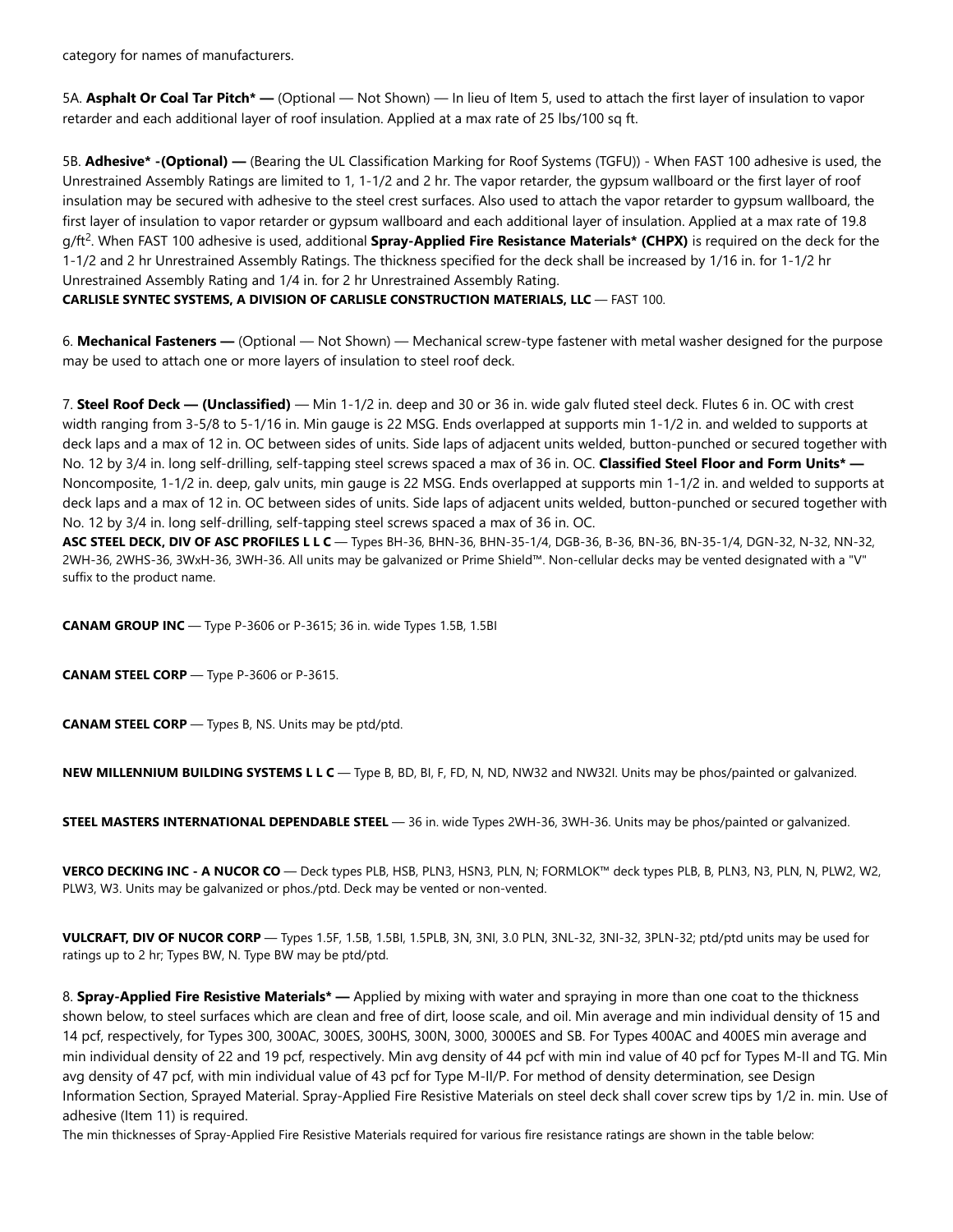category for names of manufacturers.

5A. **Asphalt Or Coal Tar Pitch* —** (Optional — Not Shown) — In lieu of Item 5, used to attach the first layer of insulation to vapor retarder and each additional layer of roof insulation. Applied at a max rate of 25 lbs/100 sq ft.

5B. **Adhesive* -(Optional) —** (Bearing the UL Classification Marking for Roof Systems (TGFU)) - When FAST 100 adhesive is used, the Unrestrained Assembly Ratings are limited to 1, 1-1/2 and 2 hr. The vapor retarder, the gypsum wallboard or the first layer of roof insulation may be secured with adhesive to the steel crest surfaces. Also used to attach the vapor retarder to gypsum wallboard, the first layer of insulation to vapor retarder or gypsum wallboard and each additional layer of insulation. Applied at a max rate of 19.8 g/ft$^2$. When FAST 100 adhesive is used, additional **Spray-Applied Fire Resistance Materials* (CHPX)** is required on the deck for the 1-1/2 and 2 hr Unrestrained Assembly Ratings. The thickness specified for the deck shall be increased by 1/16 in. for 1-1/2 hr Unrestrained Assembly Rating and 1/4 in. for 2 hr Unrestrained Assembly Rating.
**CARLISLE SYNTEC SYSTEMS, A DIVISION OF CARLISLE CONSTRUCTION MATERIALS, LLC** — FAST 100.

6. **Mechanical Fasteners —** (Optional — Not Shown) — Mechanical screw-type fastener with metal washer designed for the purpose may be used to attach one or more layers of insulation to steel roof deck.

7. **Steel Roof Deck — (Unclassified)** — Min 1-1/2 in. deep and 30 or 36 in. wide galv fluted steel deck. Flutes 6 in. OC with crest width ranging from 3-5/8 to 5-1/16 in. Min gauge is 22 MSG. Ends overlapped at supports min 1-1/2 in. and welded to supports at deck laps and a max of 12 in. OC between sides of units. Side laps of adjacent units welded, button-punched or secured together with No. 12 by 3/4 in. long self-drilling, self-tapping steel screws spaced a max of 36 in. OC. **Classified Steel Floor and Form Units* —** Noncomposite, 1-1/2 in. deep, galv units, min gauge is 22 MSG. Ends overlapped at supports min 1-1/2 in. and welded to supports at deck laps and a max of 12 in. OC between sides of units. Side laps of adjacent units welded, button-punched or secured together with No. 12 by 3/4 in. long self-drilling, self-tapping steel screws spaced a max of 36 in. OC.
**ASC STEEL DECK, DIV OF ASC PROFILES L L C** — Types BH-36, BHN-36, BHN-35-1/4, DGB-36, B-36, BN-36, BN-35-1/4, DGN-32, N-32, NN-32, 2WH-36, 2WHS-36, 3WxH-36, 3WH-36. All units may be galvanized or Prime Shield™. Non-cellular decks may be vented designated with a "V" suffix to the product name.

**CANAM GROUP INC** — Type P-3606 or P-3615; 36 in. wide Types 1.5B, 1.5BI

**CANAM STEEL CORP** — Type P-3606 or P-3615.

**CANAM STEEL CORP** — Types B, NS. Units may be ptd/ptd.

**NEW MILLENNIUM BUILDING SYSTEMS L L C** — Type B, BD, BI, F, FD, N, ND, NW32 and NW32I. Units may be phos/painted or galvanized.

**STEEL MASTERS INTERNATIONAL DEPENDABLE STEEL** — 36 in. wide Types 2WH-36, 3WH-36. Units may be phos/painted or galvanized.

**VERCO DECKING INC - A NUCOR CO** — Deck types PLB, HSB, PLN3, HSN3, PLN, N; FORMLOK™ deck types PLB, B, PLN3, N3, PLN, N, PLW2, W2, PLW3, W3. Units may be galvanized or phos./ptd. Deck may be vented or non-vented.

**VULCRAFT, DIV OF NUCOR CORP** — Types 1.5F, 1.5B, 1.5BI, 1.5PLB, 3N, 3NI, 3.0 PLN, 3NL-32, 3NI-32, 3PLN-32; ptd/ptd units may be used for ratings up to 2 hr; Types BW, N. Type BW may be ptd/ptd.

8. **Spray-Applied Fire Resistive Materials* —** Applied by mixing with water and spraying in more than one coat to the thickness shown below, to steel surfaces which are clean and free of dirt, loose scale, and oil. Min average and min individual density of 15 and 14 pcf, respectively, for Types 300, 300AC, 300ES, 300HS, 300N, 3000, 3000ES and SB. For Types 400AC and 400ES min average and min individual density of 22 and 19 pcf, respectively. Min avg density of 44 pcf with min ind value of 40 pcf for Types M-II and TG. Min avg density of 47 pcf, with min individual value of 43 pcf for Type M-II/P. For method of density determination, see Design Information Section, Sprayed Material. Spray-Applied Fire Resistive Materials on steel deck shall cover screw tips by 1/2 in. min. Use of adhesive (Item 11) is required.
The min thicknesses of Spray-Applied Fire Resistive Materials required for various fire resistance ratings are shown in the table below: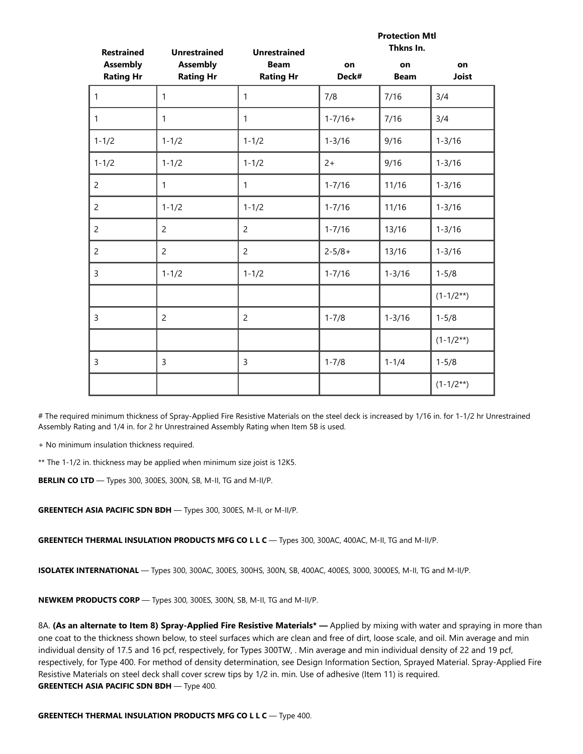| Restrained Assembly Rating Hr | Unrestrained Assembly Rating Hr | Unrestrained Beam Rating Hr | Protection Mtl Thkns In. on Deck# | on Beam | on Joist |
|---|---|---|---|---|---|
| 1 | 1 | 1 | 7/8 | 7/16 | 3/4 |
| 1 | 1 | 1 | 1-7/16+ | 7/16 | 3/4 |
| 1-1/2 | 1-1/2 | 1-1/2 | 1-3/16 | 9/16 | 1-3/16 |
| 1-1/2 | 1-1/2 | 1-1/2 | 2+ | 9/16 | 1-3/16 |
| 2 | 1 | 1 | 1-7/16 | 11/16 | 1-3/16 |
| 2 | 1-1/2 | 1-1/2 | 1-7/16 | 11/16 | 1-3/16 |
| 2 | 2 | 2 | 1-7/16 | 13/16 | 1-3/16 |
| 2 | 2 | 2 | 2-5/8+ | 13/16 | 1-3/16 |
| 3 | 1-1/2 | 1-1/2 | 1-7/16 | 1-3/16 | 1-5/8 |
| | | | | | (1-1/2**) |
| 3 | 2 | 2 | 1-7/8 | 1-3/16 | 1-5/8 |
| | | | | | (1-1/2**) |
| 3 | 3 | 3 | 1-7/8 | 1-1/4 | 1-5/8 |
| | | | | | (1-1/2**) |

# The required minimum thickness of Spray-Applied Fire Resistive Materials on the steel deck is increased by 1/16 in. for 1-1/2 hr Unrestrained Assembly Rating and 1/4 in. for 2 hr Unrestrained Assembly Rating when Item 5B is used.

+ No minimum insulation thickness required.

** The 1-1/2 in. thickness may be applied when minimum size joist is 12K5.

**BERLIN CO LTD** — Types 300, 300ES, 300N, SB, M-II, TG and M-II/P.

**GREENTECH ASIA PACIFIC SDN BDH** — Types 300, 300ES, M-II, or M-II/P.

**GREENTECH THERMAL INSULATION PRODUCTS MFG CO L L C** — Types 300, 300AC, 400AC, M-II, TG and M-II/P.

**ISOLATEK INTERNATIONAL** — Types 300, 300AC, 300ES, 300HS, 300N, SB, 400AC, 400ES, 3000, 3000ES, M-II, TG and M-II/P.

**NEWKEM PRODUCTS CORP** — Types 300, 300ES, 300N, SB, M-II, TG and M-II/P.

8A. **(As an alternate to Item 8) Spray-Applied Fire Resistive Materials* —** Applied by mixing with water and spraying in more than one coat to the thickness shown below, to steel surfaces which are clean and free of dirt, loose scale, and oil. Min average and min individual density of 17.5 and 16 pcf, respectively, for Types 300TW, . Min average and min individual density of 22 and 19 pcf, respectively, for Type 400. For method of density determination, see Design Information Section, Sprayed Material. Spray-Applied Fire Resistive Materials on steel deck shall cover screw tips by 1/2 in. min. Use of adhesive (Item 11) is required.
**GREENTECH ASIA PACIFIC SDN BDH** — Type 400.

**GREENTECH THERMAL INSULATION PRODUCTS MFG CO L L C** — Type 400.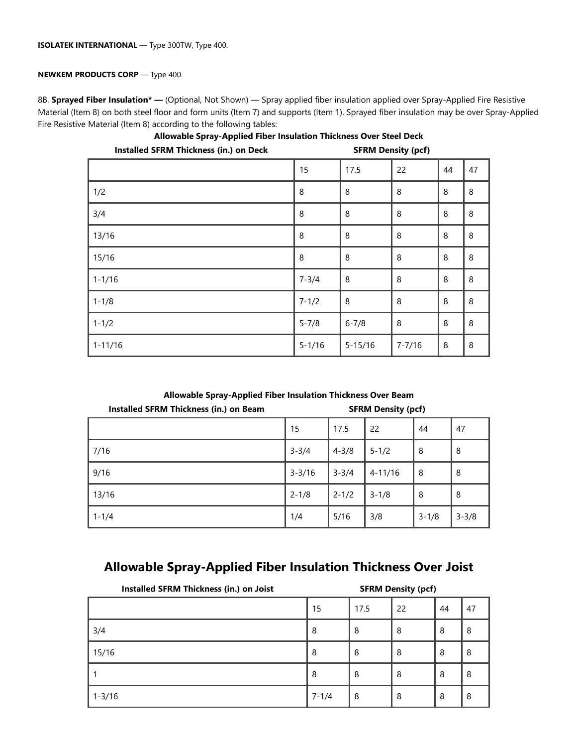**ISOLATEK INTERNATIONAL** — Type 300TW, Type 400.

**NEWKEM PRODUCTS CORP** — Type 400.

8B. **Sprayed Fiber Insulation* —** (Optional, Not Shown) — Spray applied fiber insulation applied over Spray-Applied Fire Resistive Material (Item 8) on both steel floor and form units (Item 7) and supports (Item 1). Sprayed fiber insulation may be over Spray-Applied Fire Resistive Material (Item 8) according to the following tables:

**Allowable Spray-Applied Fiber Insulation Thickness Over Steel Deck**

| Installed SFRM Thickness (in.) on Deck | SFRM Density (pcf) | | | | |
|---|---|---|---|---|---|
| | 15 | 17.5 | 22 | 44 | 47 |
| 1/2 | 8 | 8 | 8 | 8 | 8 |
| 3/4 | 8 | 8 | 8 | 8 | 8 |
| 13/16 | 8 | 8 | 8 | 8 | 8 |
| 15/16 | 8 | 8 | 8 | 8 | 8 |
| 1-1/16 | 7-3/4 | 8 | 8 | 8 | 8 |
| 1-1/8 | 7-1/2 | 8 | 8 | 8 | 8 |
| 1-1/2 | 5-7/8 | 6-7/8 | 8 | 8 | 8 |
| 1-11/16 | 5-1/16 | 5-15/16 | 7-7/16 | 8 | 8 |

**Allowable Spray-Applied Fiber Insulation Thickness Over Beam**

| Installed SFRM Thickness (in.) on Beam | SFRM Density (pcf) | | | | |
|---|---|---|---|---|---|
| | 15 | 17.5 | 22 | 44 | 47 |
| 7/16 | 3-3/4 | 4-3/8 | 5-1/2 | 8 | 8 |
| 9/16 | 3-3/16 | 3-3/4 | 4-11/16 | 8 | 8 |
| 13/16 | 2-1/8 | 2-1/2 | 3-1/8 | 8 | 8 |
| 1-1/4 | 1/4 | 5/16 | 3/8 | 3-1/8 | 3-3/8 |

## Allowable Spray-Applied Fiber Insulation Thickness Over Joist

| Installed SFRM Thickness (in.) on Joist | SFRM Density (pcf) | | | | |
|---|---|---|---|---|---|
| | 15 | 17.5 | 22 | 44 | 47 |
| 3/4 | 8 | 8 | 8 | 8 | 8 |
| 15/16 | 8 | 8 | 8 | 8 | 8 |
| 1 | 8 | 8 | 8 | 8 | 8 |
| 1-3/16 | 7-1/4 | 8 | 8 | 8 | 8 |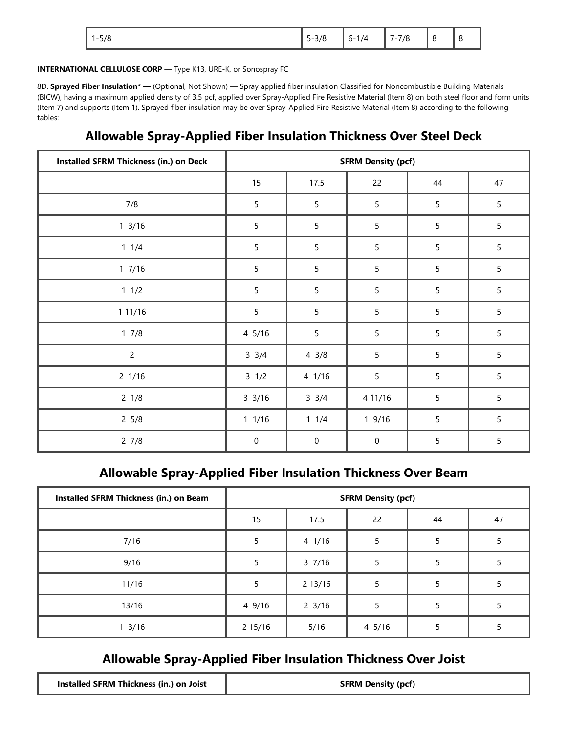| 1-5/8 | 5-3/8 | 6-1/4 | 7-7/8 | 8 | 8 |
|---|---|---|---|---|---|

**INTERNATIONAL CELLULOSE CORP** — Type K13, URE-K, or Sonospray FC

8D. **Sprayed Fiber Insulation* —** (Optional, Not Shown) — Spray applied fiber insulation Classified for Noncombustible Building Materials (BICW), having a maximum applied density of 3.5 pcf, applied over Spray-Applied Fire Resistive Material (Item 8) on both steel floor and form units (Item 7) and supports (Item 1). Sprayed fiber insulation may be over Spray-Applied Fire Resistive Material (Item 8) according to the following tables:

## Allowable Spray-Applied Fiber Insulation Thickness Over Steel Deck

| Installed SFRM Thickness (in.) on Deck | SFRM Density (pcf) | | | | |
|---|---|---|---|---|---|
| | 15 | 17.5 | 22 | 44 | 47 |
| 7/8 | 5 | 5 | 5 | 5 | 5 |
| 1 3/16 | 5 | 5 | 5 | 5 | 5 |
| 1 1/4 | 5 | 5 | 5 | 5 | 5 |
| 1 7/16 | 5 | 5 | 5 | 5 | 5 |
| 1 1/2 | 5 | 5 | 5 | 5 | 5 |
| 1 11/16 | 5 | 5 | 5 | 5 | 5 |
| 1 7/8 | 4 5/16 | 5 | 5 | 5 | 5 |
| 2 | 3 3/4 | 4 3/8 | 5 | 5 | 5 |
| 2 1/16 | 3 1/2 | 4 1/16 | 5 | 5 | 5 |
| 2 1/8 | 3 3/16 | 3 3/4 | 4 11/16 | 5 | 5 |
| 2 5/8 | 1 1/16 | 1 1/4 | 1 9/16 | 5 | 5 |
| 2 7/8 | 0 | 0 | 0 | 5 | 5 |

## Allowable Spray-Applied Fiber Insulation Thickness Over Beam

| Installed SFRM Thickness (in.) on Beam | SFRM Density (pcf) | | | | |
|---|---|---|---|---|---|
| | 15 | 17.5 | 22 | 44 | 47 |
| 7/16 | 5 | 4 1/16 | 5 | 5 | 5 |
| 9/16 | 5 | 3 7/16 | 5 | 5 | 5 |
| 11/16 | 5 | 2 13/16 | 5 | 5 | 5 |
| 13/16 | 4 9/16 | 2 3/16 | 5 | 5 | 5 |
| 1 3/16 | 2 15/16 | 5/16 | 4 5/16 | 5 | 5 |

## Allowable Spray-Applied Fiber Insulation Thickness Over Joist

| Installed SFRM Thickness (in.) on Joist | SFRM Density (pcf) |
|---|---|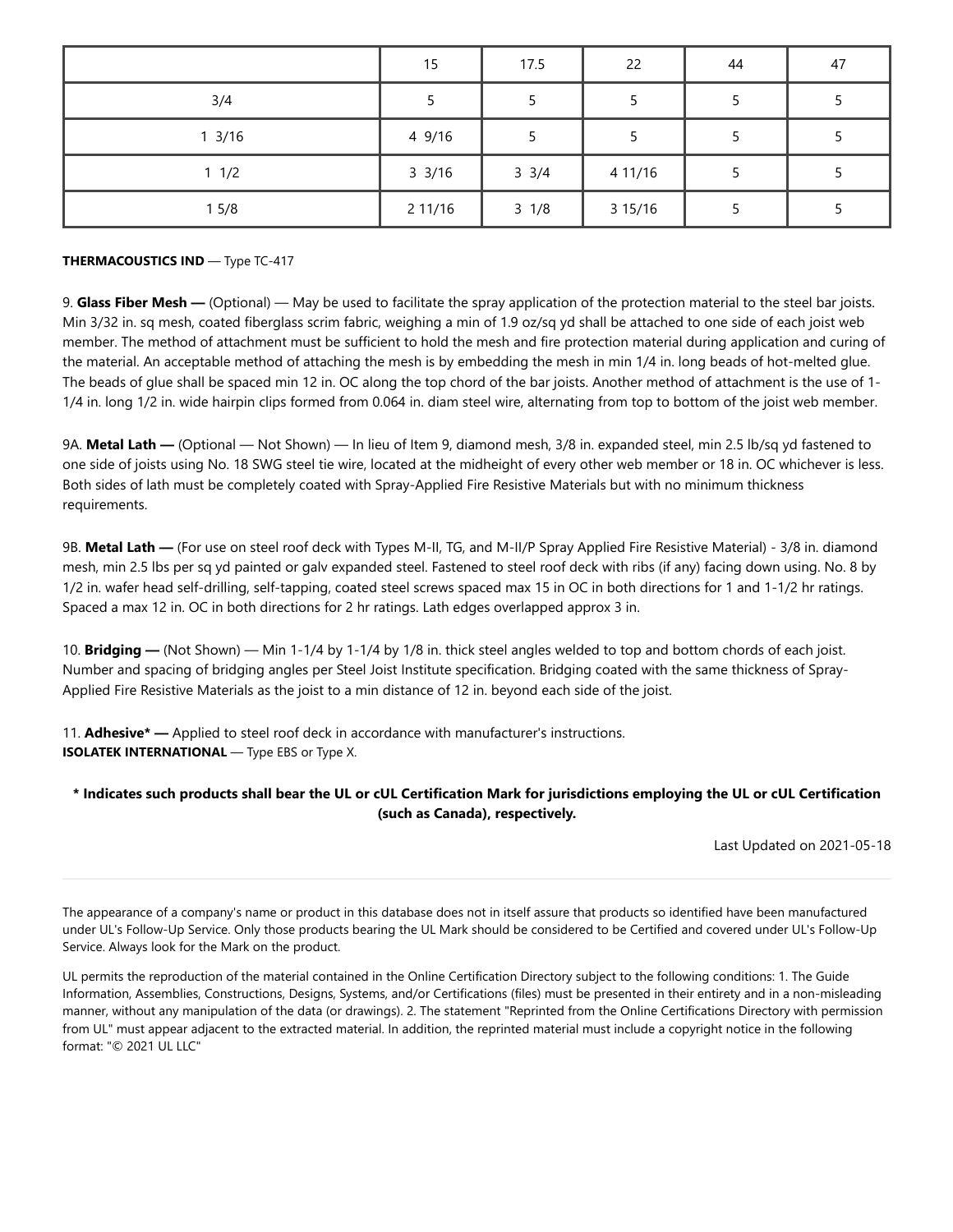| | 15 | 17.5 | 22 | 44 | 47 |
|---|---|---|---|---|---|
| 3/4 | 5 | 5 | 5 | 5 | 5 |
| 1 3/16 | 4 9/16 | 5 | 5 | 5 | 5 |
| 1 1/2 | 3 3/16 | 3 3/4 | 4 11/16 | 5 | 5 |
| 1 5/8 | 2 11/16 | 3 1/8 | 3 15/16 | 5 | 5 |

**THERMACOUSTICS IND** — Type TC-417

9. **Glass Fiber Mesh —** (Optional) — May be used to facilitate the spray application of the protection material to the steel bar joists. Min 3/32 in. sq mesh, coated fiberglass scrim fabric, weighing a min of 1.9 oz/sq yd shall be attached to one side of each joist web member. The method of attachment must be sufficient to hold the mesh and fire protection material during application and curing of the material. An acceptable method of attaching the mesh is by embedding the mesh in min 1/4 in. long beads of hot-melted glue. The beads of glue shall be spaced min 12 in. OC along the top chord of the bar joists. Another method of attachment is the use of 1-1/4 in. long 1/2 in. wide hairpin clips formed from 0.064 in. diam steel wire, alternating from top to bottom of the joist web member.

9A. **Metal Lath —** (Optional — Not Shown) — In lieu of Item 9, diamond mesh, 3/8 in. expanded steel, min 2.5 lb/sq yd fastened to one side of joists using No. 18 SWG steel tie wire, located at the midheight of every other web member or 18 in. OC whichever is less. Both sides of lath must be completely coated with Spray-Applied Fire Resistive Materials but with no minimum thickness requirements.

9B. **Metal Lath —** (For use on steel roof deck with Types M-II, TG, and M-II/P Spray Applied Fire Resistive Material) - 3/8 in. diamond mesh, min 2.5 lbs per sq yd painted or galv expanded steel. Fastened to steel roof deck with ribs (if any) facing down using. No. 8 by 1/2 in. wafer head self-drilling, self-tapping, coated steel screws spaced max 15 in OC in both directions for 1 and 1-1/2 hr ratings. Spaced a max 12 in. OC in both directions for 2 hr ratings. Lath edges overlapped approx 3 in.

10. **Bridging —** (Not Shown) — Min 1-1/4 by 1-1/4 by 1/8 in. thick steel angles welded to top and bottom chords of each joist. Number and spacing of bridging angles per Steel Joist Institute specification. Bridging coated with the same thickness of Spray-Applied Fire Resistive Materials as the joist to a min distance of 12 in. beyond each side of the joist.

11. **Adhesive* —** Applied to steel roof deck in accordance with manufacturer's instructions.
**ISOLATEK INTERNATIONAL** — Type EBS or Type X.

**\* Indicates such products shall bear the UL or cUL Certification Mark for jurisdictions employing the UL or cUL Certification (such as Canada), respectively.**

Last Updated on 2021-05-18

---

The appearance of a company's name or product in this database does not in itself assure that products so identified have been manufactured under UL's Follow-Up Service. Only those products bearing the UL Mark should be considered to be Certified and covered under UL's Follow-Up Service. Always look for the Mark on the product.

UL permits the reproduction of the material contained in the Online Certification Directory subject to the following conditions: 1. The Guide Information, Assemblies, Constructions, Designs, Systems, and/or Certifications (files) must be presented in their entirety and in a non-misleading manner, without any manipulation of the data (or drawings). 2. The statement "Reprinted from the Online Certifications Directory with permission from UL" must appear adjacent to the extracted material. In addition, the reprinted material must include a copyright notice in the following format: "© 2021 UL LLC"